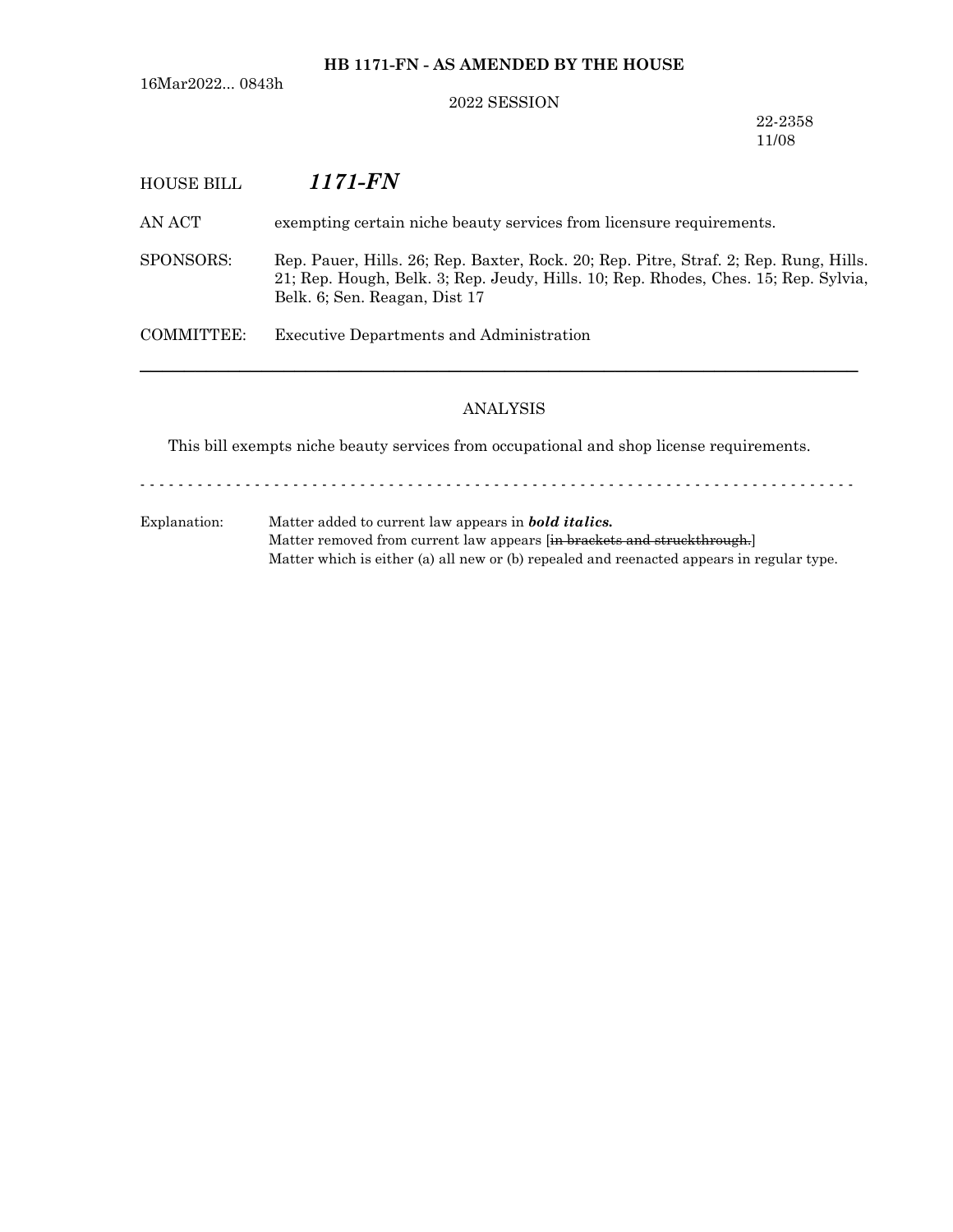**HB 1171-FN - AS AMENDED BY THE HOUSE**

16Mar2022... 0843h

2022 SESSION

22-2358
11/08

HOUSE BILL ***1171-FN***

AN ACT exempting certain niche beauty services from licensure requirements.

SPONSORS: Rep. Pauer, Hills. 26; Rep. Baxter, Rock. 20; Rep. Pitre, Straf. 2; Rep. Rung, Hills. 21; Rep. Hough, Belk. 3; Rep. Jeudy, Hills. 10; Rep. Rhodes, Ches. 15; Rep. Sylvia, Belk. 6; Sen. Reagan, Dist 17

COMMITTEE: Executive Departments and Administration

---

ANALYSIS

This bill exempts niche beauty services from occupational and shop license requirements.

- - - - - - - - - - - - - - - - - - - - - - - - - - - - - - - - - - - - - - - - - - - - - - - - - - - - - - - - - - -

Explanation: Matter added to current law appears in ***bold italics.***
Matter removed from current law appears [~~in brackets and struckthrough.~~]
Matter which is either (a) all new or (b) repealed and reenacted appears in regular type.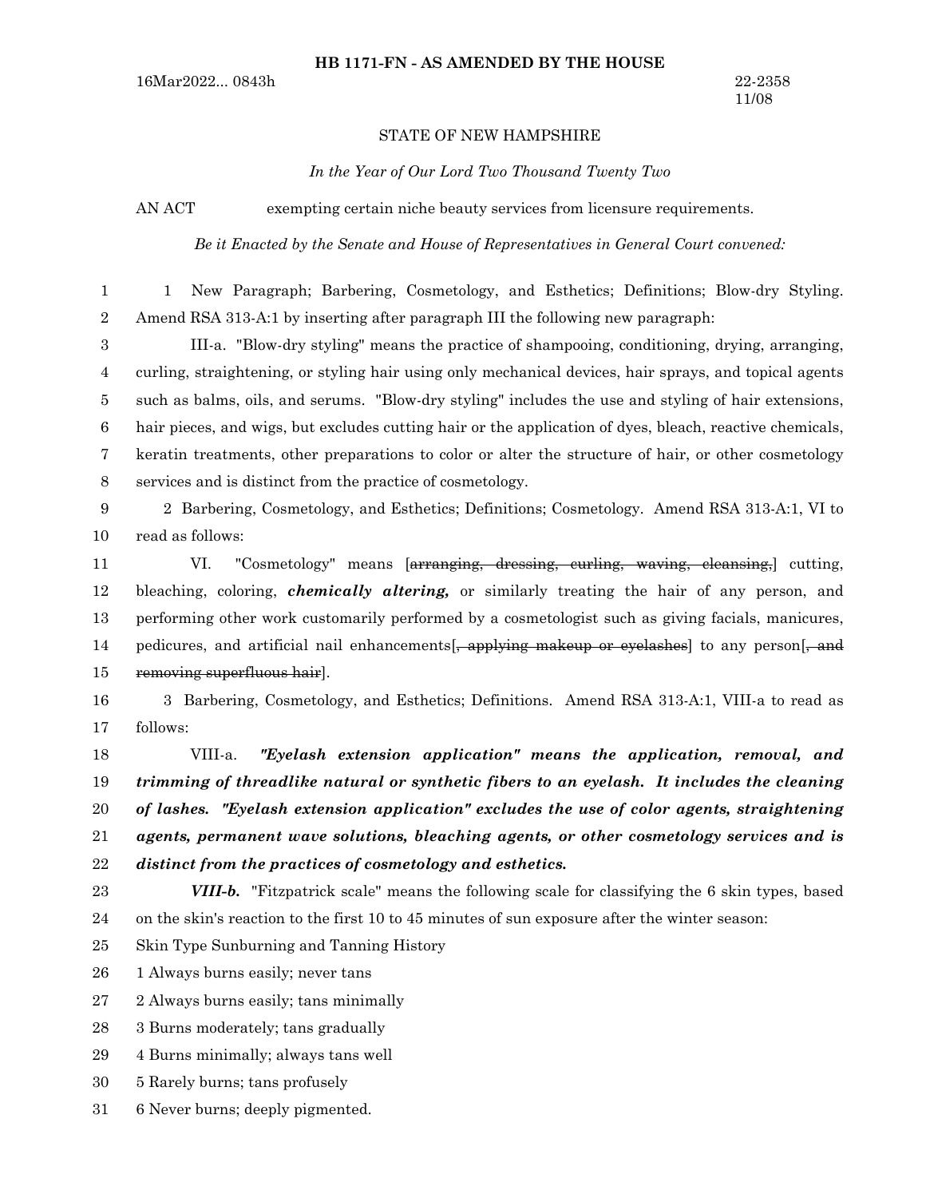**HB 1171-FN - AS AMENDED BY THE HOUSE**

16Mar2022... 0843h

22-2358
11/08

STATE OF NEW HAMPSHIRE

*In the Year of Our Lord Two Thousand Twenty Two*

AN ACT exempting certain niche beauty services from licensure requirements.

*Be it Enacted by the Senate and House of Representatives in General Court convened:*

1 New Paragraph; Barbering, Cosmetology, and Esthetics; Definitions; Blow-dry Styling. Amend RSA 313-A:1 by inserting after paragraph III the following new paragraph:

III-a. "Blow-dry styling" means the practice of shampooing, conditioning, drying, arranging, curling, straightening, or styling hair using only mechanical devices, hair sprays, and topical agents such as balms, oils, and serums. "Blow-dry styling" includes the use and styling of hair extensions, hair pieces, and wigs, but excludes cutting hair or the application of dyes, bleach, reactive chemicals, keratin treatments, other preparations to color or alter the structure of hair, or other cosmetology services and is distinct from the practice of cosmetology.

2 Barbering, Cosmetology, and Esthetics; Definitions; Cosmetology. Amend RSA 313-A:1, VI to read as follows:

VI. "Cosmetology" means [~~arranging, dressing, curling, waving, cleansing,~~] cutting, bleaching, coloring, ***chemically altering,*** or similarly treating the hair of any person, and performing other work customarily performed by a cosmetologist such as giving facials, manicures, pedicures, and artificial nail enhancements[~~, applying makeup or eyelashes~~] to any person[~~, and removing superfluous hair~~].

3 Barbering, Cosmetology, and Esthetics; Definitions. Amend RSA 313-A:1, VIII-a to read as follows:

VIII-a. ***"Eyelash extension application" means the application, removal, and trimming of threadlike natural or synthetic fibers to an eyelash. It includes the cleaning of lashes. "Eyelash extension application" excludes the use of color agents, straightening agents, permanent wave solutions, bleaching agents, or other cosmetology services and is distinct from the practices of cosmetology and esthetics.***

***VIII-b.*** "Fitzpatrick scale" means the following scale for classifying the 6 skin types, based on the skin's reaction to the first 10 to 45 minutes of sun exposure after the winter season:

Skin Type Sunburning and Tanning History

1 Always burns easily; never tans

2 Always burns easily; tans minimally

3 Burns moderately; tans gradually

4 Burns minimally; always tans well

5 Rarely burns; tans profusely

6 Never burns; deeply pigmented.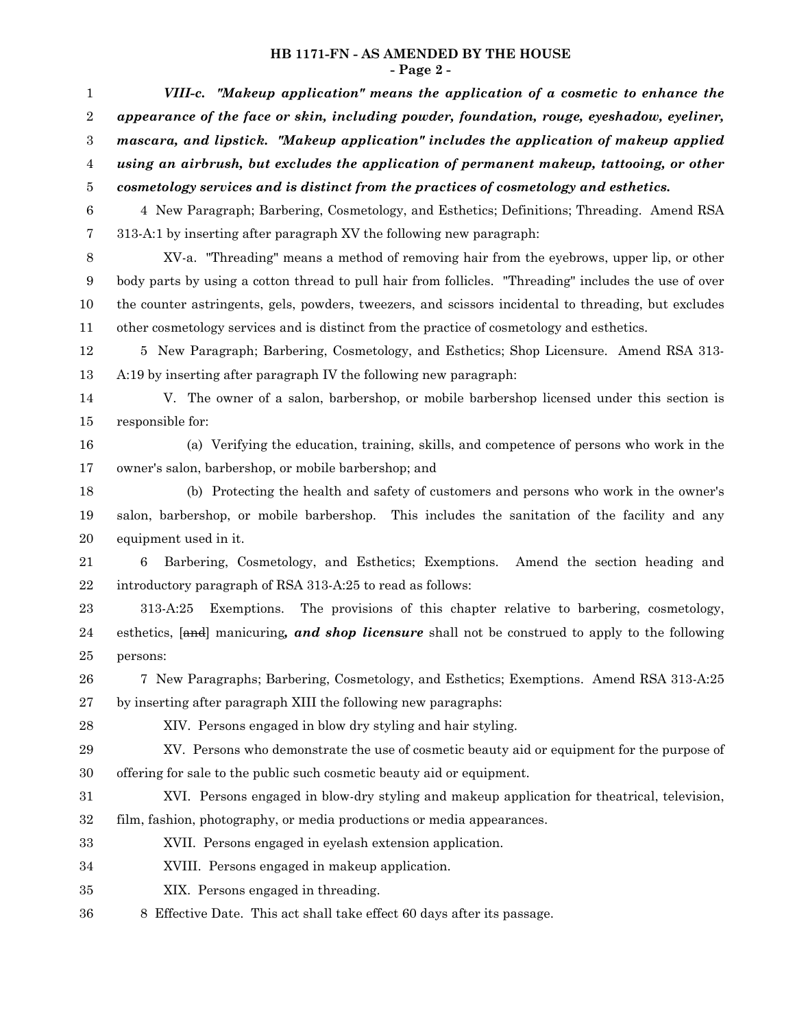***VIII-c. "Makeup application" means the application of a cosmetic to enhance the appearance of the face or skin, including powder, foundation, rouge, eyeshadow, eyeliner, mascara, and lipstick. "Makeup application" includes the application of makeup applied using an airbrush, but excludes the application of permanent makeup, tattooing, or other cosmetology services and is distinct from the practices of cosmetology and esthetics.***

4 New Paragraph; Barbering, Cosmetology, and Esthetics; Definitions; Threading. Amend RSA 313-A:1 by inserting after paragraph XV the following new paragraph:

XV-a. "Threading" means a method of removing hair from the eyebrows, upper lip, or other body parts by using a cotton thread to pull hair from follicles. "Threading" includes the use of over the counter astringents, gels, powders, tweezers, and scissors incidental to threading, but excludes other cosmetology services and is distinct from the practice of cosmetology and esthetics.

5 New Paragraph; Barbering, Cosmetology, and Esthetics; Shop Licensure. Amend RSA 313-A:19 by inserting after paragraph IV the following new paragraph:

V. The owner of a salon, barbershop, or mobile barbershop licensed under this section is responsible for:

(a) Verifying the education, training, skills, and competence of persons who work in the owner's salon, barbershop, or mobile barbershop; and

(b) Protecting the health and safety of customers and persons who work in the owner's salon, barbershop, or mobile barbershop. This includes the sanitation of the facility and any equipment used in it.

6 Barbering, Cosmetology, and Esthetics; Exemptions. Amend the section heading and introductory paragraph of RSA 313-A:25 to read as follows:

313-A:25 Exemptions. The provisions of this chapter relative to barbering, cosmetology, esthetics, ~~[and]~~ manicuring***, and shop licensure*** shall not be construed to apply to the following persons:

7 New Paragraphs; Barbering, Cosmetology, and Esthetics; Exemptions. Amend RSA 313-A:25 by inserting after paragraph XIII the following new paragraphs:

XIV. Persons engaged in blow dry styling and hair styling.

XV. Persons who demonstrate the use of cosmetic beauty aid or equipment for the purpose of offering for sale to the public such cosmetic beauty aid or equipment.

XVI. Persons engaged in blow-dry styling and makeup application for theatrical, television, film, fashion, photography, or media productions or media appearances.

XVII. Persons engaged in eyelash extension application.

XVIII. Persons engaged in makeup application.

XIX. Persons engaged in threading.

8 Effective Date. This act shall take effect 60 days after its passage.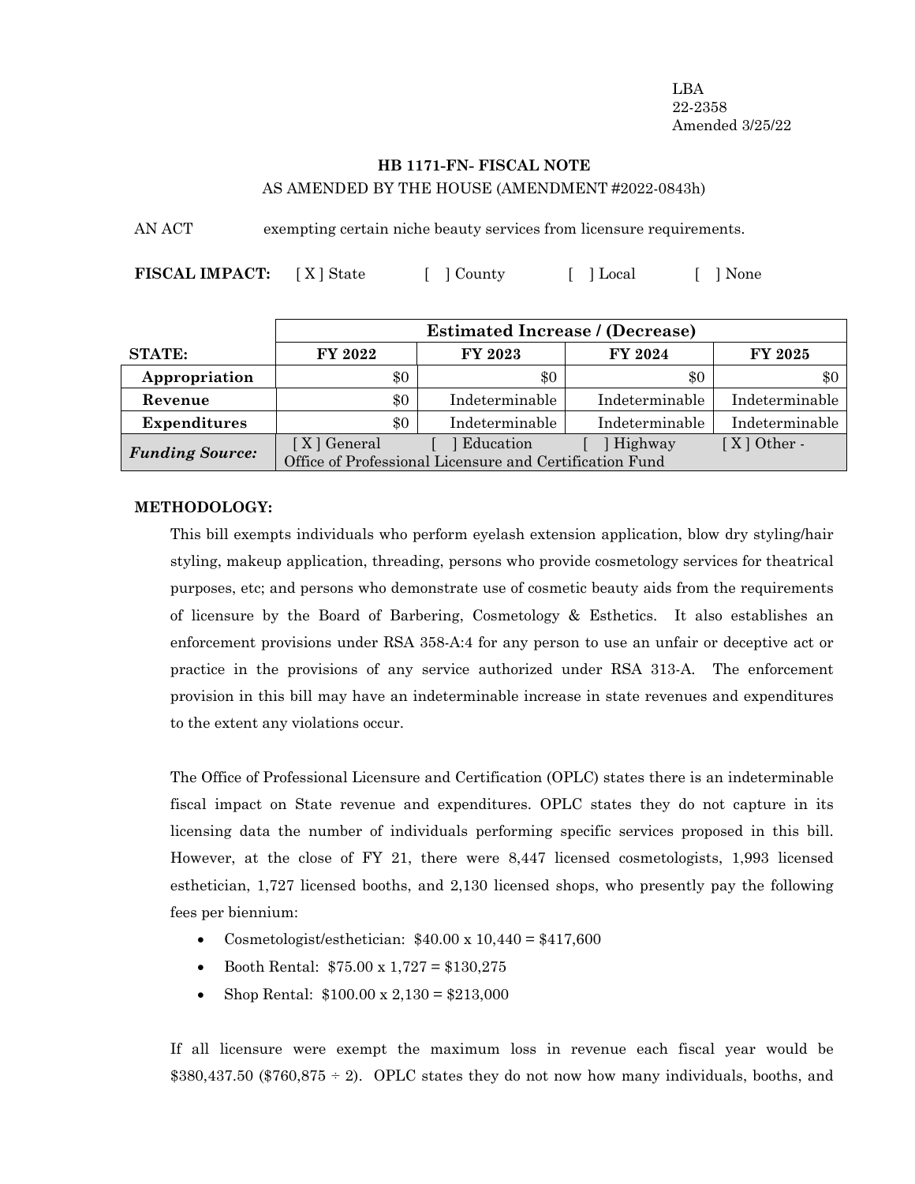LBA
22-2358
Amended 3/25/22

## HB 1171-FN- FISCAL NOTE

AS AMENDED BY THE HOUSE (AMENDMENT #2022-0843h)

AN ACT exempting certain niche beauty services from licensure requirements.

**FISCAL IMPACT:** [ X ] State [ ] County [ ] Local [ ] None

| | Estimated Increase / (Decrease) | | | |
|---|---|---|---|---|
| **STATE:** | **FY 2022** | **FY 2023** | **FY 2024** | **FY 2025** |
| **Appropriation** | $0 | $0 | $0 | $0 |
| **Revenue** | $0 | Indeterminable | Indeterminable | Indeterminable |
| **Expenditures** | $0 | Indeterminable | Indeterminable | Indeterminable |
| ***Funding Source:*** | [ X ] General [ ] Education [ ] Highway [ X ] Other - Office of Professional Licensure and Certification Fund | | | |

**METHODOLOGY:**

This bill exempts individuals who perform eyelash extension application, blow dry styling/hair styling, makeup application, threading, persons who provide cosmetology services for theatrical purposes, etc; and persons who demonstrate use of cosmetic beauty aids from the requirements of licensure by the Board of Barbering, Cosmetology & Esthetics. It also establishes an enforcement provisions under RSA 358-A:4 for any person to use an unfair or deceptive act or practice in the provisions of any service authorized under RSA 313-A. The enforcement provision in this bill may have an indeterminable increase in state revenues and expenditures to the extent any violations occur.

The Office of Professional Licensure and Certification (OPLC) states there is an indeterminable fiscal impact on State revenue and expenditures. OPLC states they do not capture in its licensing data the number of individuals performing specific services proposed in this bill. However, at the close of FY 21, there were 8,447 licensed cosmetologists, 1,993 licensed esthetician, 1,727 licensed booths, and 2,130 licensed shops, who presently pay the following fees per biennium:

- Cosmetologist/esthetician: $40.00 x 10,440 = $417,600
- Booth Rental: $75.00 x 1,727 = $130,275
- Shop Rental: $100.00 x 2,130 = $213,000

If all licensure were exempt the maximum loss in revenue each fiscal year would be $380,437.50 ($760,875 ÷ 2). OPLC states they do not now how many individuals, booths, and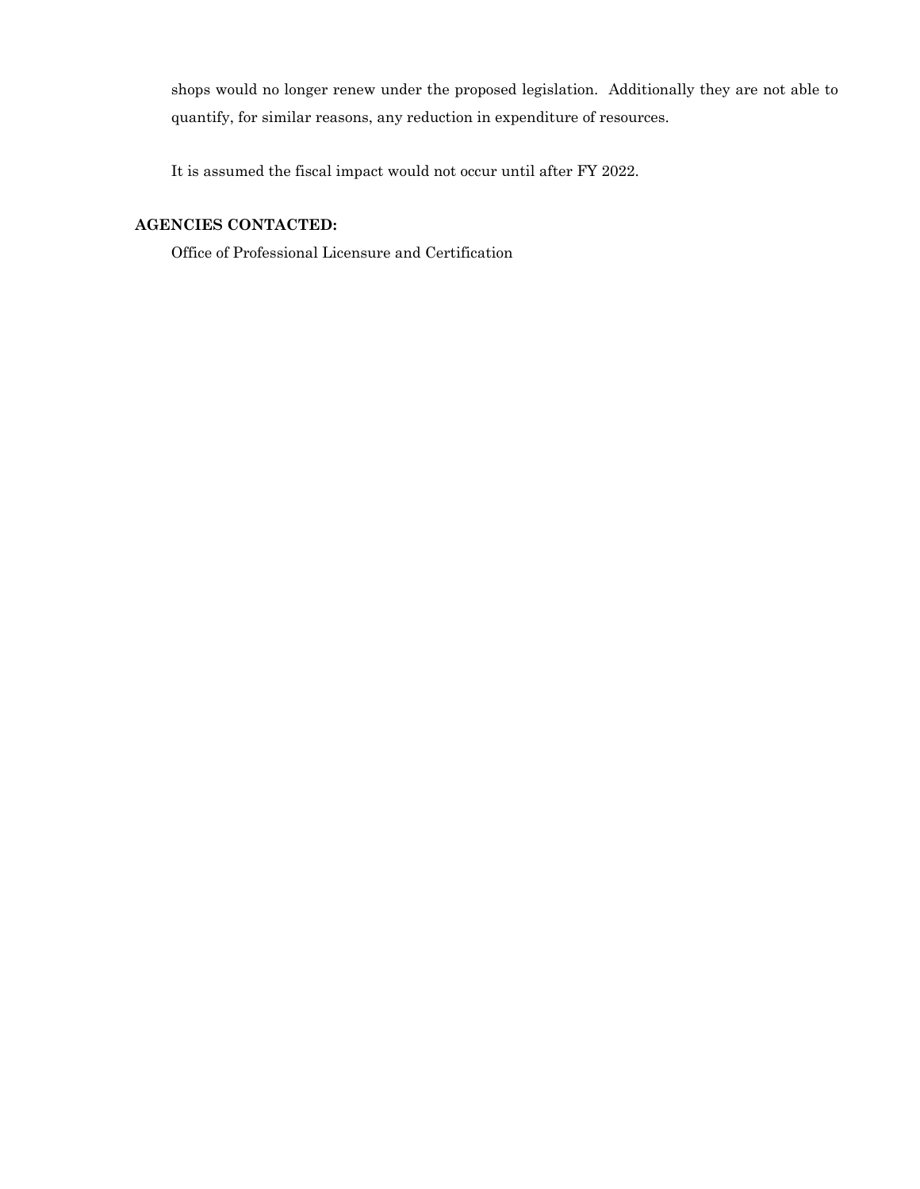shops would no longer renew under the proposed legislation. Additionally they are not able to quantify, for similar reasons, any reduction in expenditure of resources.

It is assumed the fiscal impact would not occur until after FY 2022.

**AGENCIES CONTACTED:**

Office of Professional Licensure and Certification